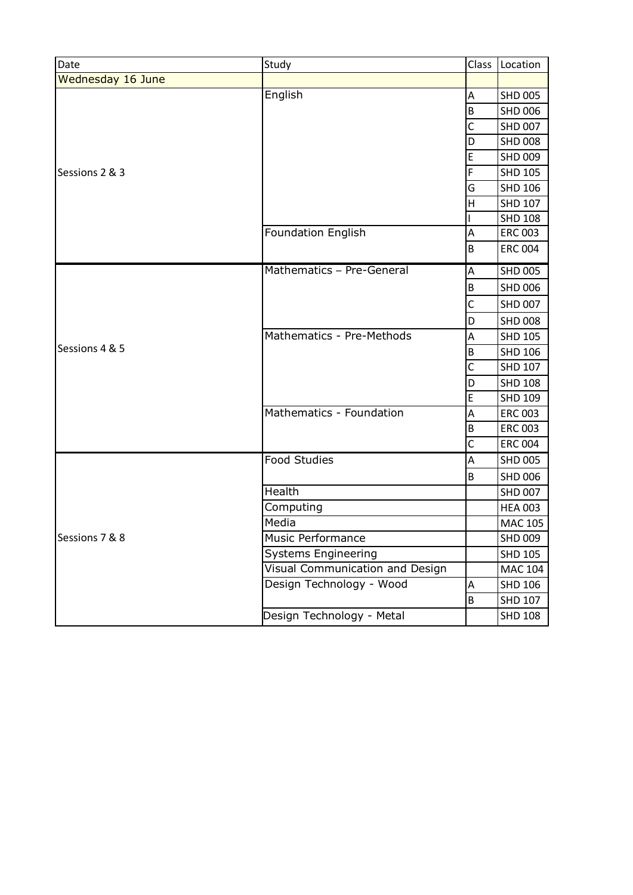| Date | Study | Class | Location |
|---|---|---|---|
| Wednesday 16 June | | | |
| Sessions 2 & 3 | English | A | SHD 005 |
| | | B | SHD 006 |
| | | C | SHD 007 |
| | | D | SHD 008 |
| | | E | SHD 009 |
| | | F | SHD 105 |
| | | G | SHD 106 |
| | | H | SHD 107 |
| | | I | SHD 108 |
| | Foundation English | A | ERC 003 |
| | | B | ERC 004 |
| Sessions 4 & 5 | Mathematics – Pre-General | A | SHD 005 |
| | | B | SHD 006 |
| | | C | SHD 007 |
| | | D | SHD 008 |
| | Mathematics - Pre-Methods | A | SHD 105 |
| | | B | SHD 106 |
| | | C | SHD 107 |
| | | D | SHD 108 |
| | | E | SHD 109 |
| | Mathematics - Foundation | A | ERC 003 |
| | | B | ERC 003 |
| | | C | ERC 004 |
| Sessions 7 & 8 | Food Studies | A | SHD 005 |
| | | B | SHD 006 |
| | Health | | SHD 007 |
| | Computing | | HEA 003 |
| | Media | | MAC 105 |
| | Music Performance | | SHD 009 |
| | Systems Engineering | | SHD 105 |
| | Visual Communication and Design | | MAC 104 |
| | Design Technology - Wood | A | SHD 106 |
| | | B | SHD 107 |
| | Design Technology - Metal | | SHD 108 |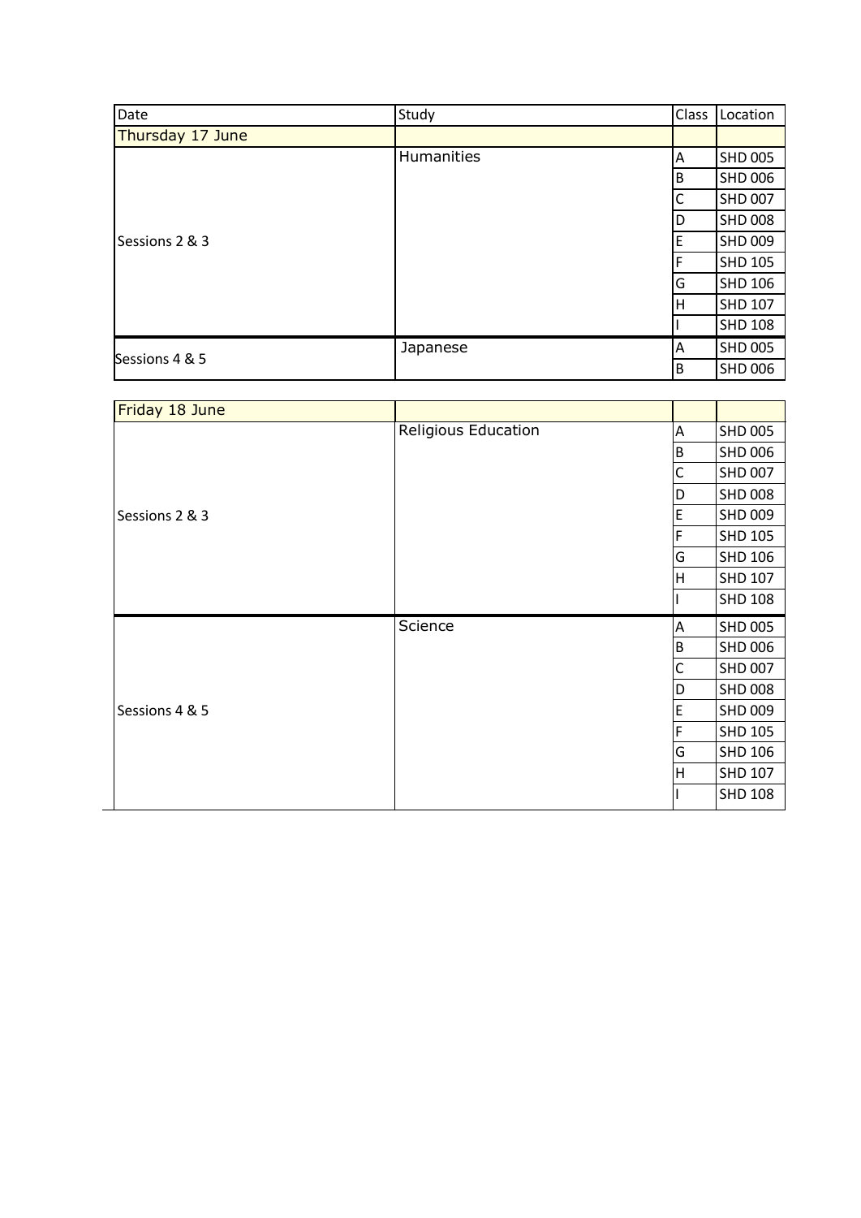| Date | Study | Class | Location |
|---|---|---|---|
| Thursday 17 June | | | |
| Sessions 2 & 3 | Humanities | A | SHD 005 |
| | | B | SHD 006 |
| | | C | SHD 007 |
| | | D | SHD 008 |
| | | E | SHD 009 |
| | | F | SHD 105 |
| | | G | SHD 106 |
| | | H | SHD 107 |
| | | I | SHD 108 |
| Sessions 4 & 5 | Japanese | A | SHD 005 |
| | | B | SHD 006 |
| Friday 18 June | | | |
| Sessions 2 & 3 | Religious Education | A | SHD 005 |
| | | B | SHD 006 |
| | | C | SHD 007 |
| | | D | SHD 008 |
| | | E | SHD 009 |
| | | F | SHD 105 |
| | | G | SHD 106 |
| | | H | SHD 107 |
| | | I | SHD 108 |
| Sessions 4 & 5 | Science | A | SHD 005 |
| | | B | SHD 006 |
| | | C | SHD 007 |
| | | D | SHD 008 |
| | | E | SHD 009 |
| | | F | SHD 105 |
| | | G | SHD 106 |
| | | H | SHD 107 |
| | | I | SHD 108 |